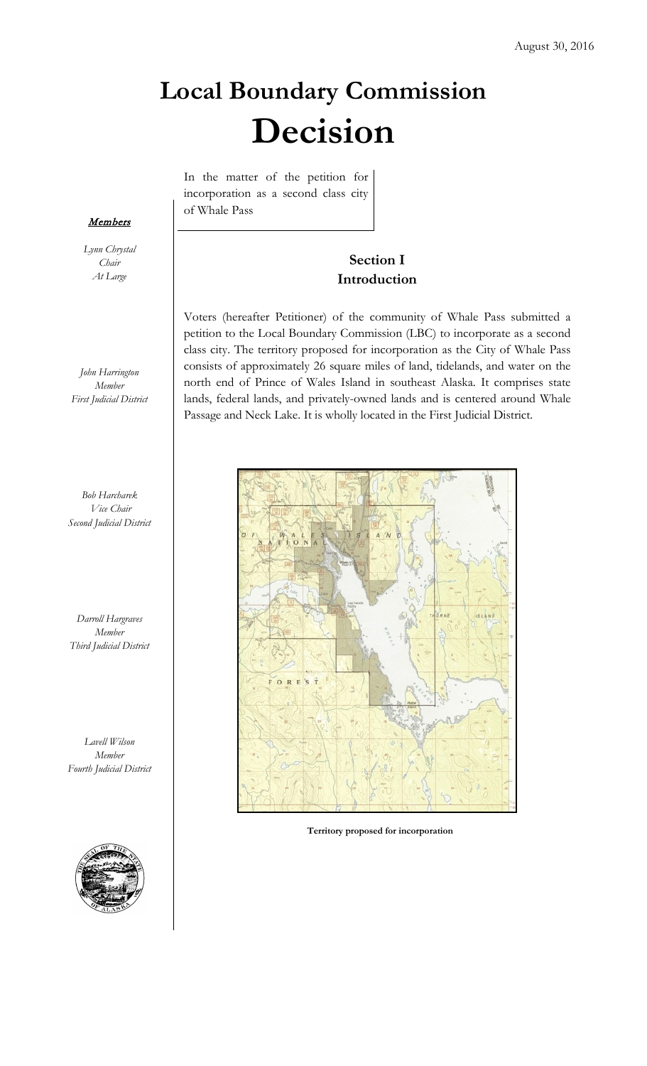August 30, 2016

# Local Boundary Commission

# Decision

In the matter of the petition for incorporation as a second class city of Whale Pass

***Members***

*Lynn Chrystal*
*Chair*
*At Large*

*John Harrington*
*Member*
*First Judicial District*

*Bob Harcharek*
*Vice Chair*
*Second Judicial District*

*Darroll Hargraves*
*Member*
*Third Judicial District*

*Lavell Wilson*
*Member*
*Fourth Judicial District*

## Section I
## Introduction

Voters (hereafter Petitioner) of the community of Whale Pass submitted a petition to the Local Boundary Commission (LBC) to incorporate as a second class city. The territory proposed for incorporation as the City of Whale Pass consists of approximately 26 square miles of land, tidelands, and water on the north end of Prince of Wales Island in southeast Alaska. It comprises state lands, federal lands, and privately-owned lands and is centered around Whale Passage and Neck Lake. It is wholly located in the First Judicial District.

**Territory proposed for incorporation**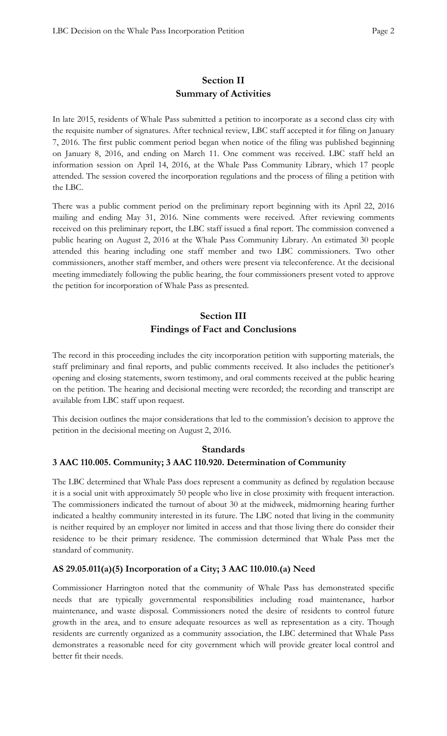## Section II
## Summary of Activities

In late 2015, residents of Whale Pass submitted a petition to incorporate as a second class city with the requisite number of signatures. After technical review, LBC staff accepted it for filing on January 7, 2016. The first public comment period began when notice of the filing was published beginning on January 8, 2016, and ending on March 11. One comment was received. LBC staff held an information session on April 14, 2016, at the Whale Pass Community Library, which 17 people attended. The session covered the incorporation regulations and the process of filing a petition with the LBC.

There was a public comment period on the preliminary report beginning with its April 22, 2016 mailing and ending May 31, 2016. Nine comments were received. After reviewing comments received on this preliminary report, the LBC staff issued a final report. The commission convened a public hearing on August 2, 2016 at the Whale Pass Community Library. An estimated 30 people attended this hearing including one staff member and two LBC commissioners. Two other commissioners, another staff member, and others were present via teleconference. At the decisional meeting immediately following the public hearing, the four commissioners present voted to approve the petition for incorporation of Whale Pass as presented.

## Section III
## Findings of Fact and Conclusions

The record in this proceeding includes the city incorporation petition with supporting materials, the staff preliminary and final reports, and public comments received. It also includes the petitioner's opening and closing statements, sworn testimony, and oral comments received at the public hearing on the petition. The hearing and decisional meeting were recorded; the recording and transcript are available from LBC staff upon request.

This decision outlines the major considerations that led to the commission's decision to approve the petition in the decisional meeting on August 2, 2016.

### Standards

#### 3 AAC 110.005. Community; 3 AAC 110.920. Determination of Community

The LBC determined that Whale Pass does represent a community as defined by regulation because it is a social unit with approximately 50 people who live in close proximity with frequent interaction. The commissioners indicated the turnout of about 30 at the midweek, midmorning hearing further indicated a healthy community interested in its future. The LBC noted that living in the community is neither required by an employer nor limited in access and that those living there do consider their residence to be their primary residence. The commission determined that Whale Pass met the standard of community.

#### AS 29.05.011(a)(5) Incorporation of a City; 3 AAC 110.010.(a) Need

Commissioner Harrington noted that the community of Whale Pass has demonstrated specific needs that are typically governmental responsibilities including road maintenance, harbor maintenance, and waste disposal. Commissioners noted the desire of residents to control future growth in the area, and to ensure adequate resources as well as representation as a city. Though residents are currently organized as a community association, the LBC determined that Whale Pass demonstrates a reasonable need for city government which will provide greater local control and better fit their needs.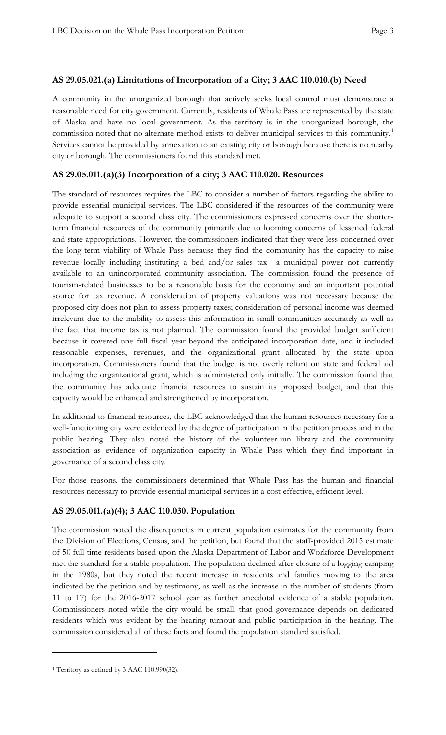### AS 29.05.021.(a) Limitations of Incorporation of a City; 3 AAC 110.010.(b) Need

A community in the unorganized borough that actively seeks local control must demonstrate a reasonable need for city government. Currently, residents of Whale Pass are represented by the state of Alaska and have no local government. As the territory is in the unorganized borough, the commission noted that no alternate method exists to deliver municipal services to this community.[1] Services cannot be provided by annexation to an existing city or borough because there is no nearby city or borough. The commissioners found this standard met.

### AS 29.05.011.(a)(3) Incorporation of a city; 3 AAC 110.020. Resources

The standard of resources requires the LBC to consider a number of factors regarding the ability to provide essential municipal services. The LBC considered if the resources of the community were adequate to support a second class city. The commissioners expressed concerns over the shorter-term financial resources of the community primarily due to looming concerns of lessened federal and state appropriations. However, the commissioners indicated that they were less concerned over the long-term viability of Whale Pass because they find the community has the capacity to raise revenue locally including instituting a bed and/or sales tax—a municipal power not currently available to an unincorporated community association. The commission found the presence of tourism-related businesses to be a reasonable basis for the economy and an important potential source for tax revenue. A consideration of property valuations was not necessary because the proposed city does not plan to assess property taxes; consideration of personal income was deemed irrelevant due to the inability to assess this information in small communities accurately as well as the fact that income tax is not planned. The commission found the provided budget sufficient because it covered one full fiscal year beyond the anticipated incorporation date, and it included reasonable expenses, revenues, and the organizational grant allocated by the state upon incorporation. Commissioners found that the budget is not overly reliant on state and federal aid including the organizational grant, which is administered only initially. The commission found that the community has adequate financial resources to sustain its proposed budget, and that this capacity would be enhanced and strengthened by incorporation.

In additional to financial resources, the LBC acknowledged that the human resources necessary for a well-functioning city were evidenced by the degree of participation in the petition process and in the public hearing. They also noted the history of the volunteer-run library and the community association as evidence of organization capacity in Whale Pass which they find important in governance of a second class city.

For those reasons, the commissioners determined that Whale Pass has the human and financial resources necessary to provide essential municipal services in a cost-effective, efficient level.

### AS 29.05.011.(a)(4); 3 AAC 110.030. Population

The commission noted the discrepancies in current population estimates for the community from the Division of Elections, Census, and the petition, but found that the staff-provided 2015 estimate of 50 full-time residents based upon the Alaska Department of Labor and Workforce Development met the standard for a stable population. The population declined after closure of a logging camping in the 1980s, but they noted the recent increase in residents and families moving to the area indicated by the petition and by testimony, as well as the increase in the number of students (from 11 to 17) for the 2016-2017 school year as further anecdotal evidence of a stable population. Commissioners noted while the city would be small, that good governance depends on dedicated residents which was evident by the hearing turnout and public participation in the hearing. The commission considered all of these facts and found the population standard satisfied.

---

[1] Territory as defined by 3 AAC 110.990(32).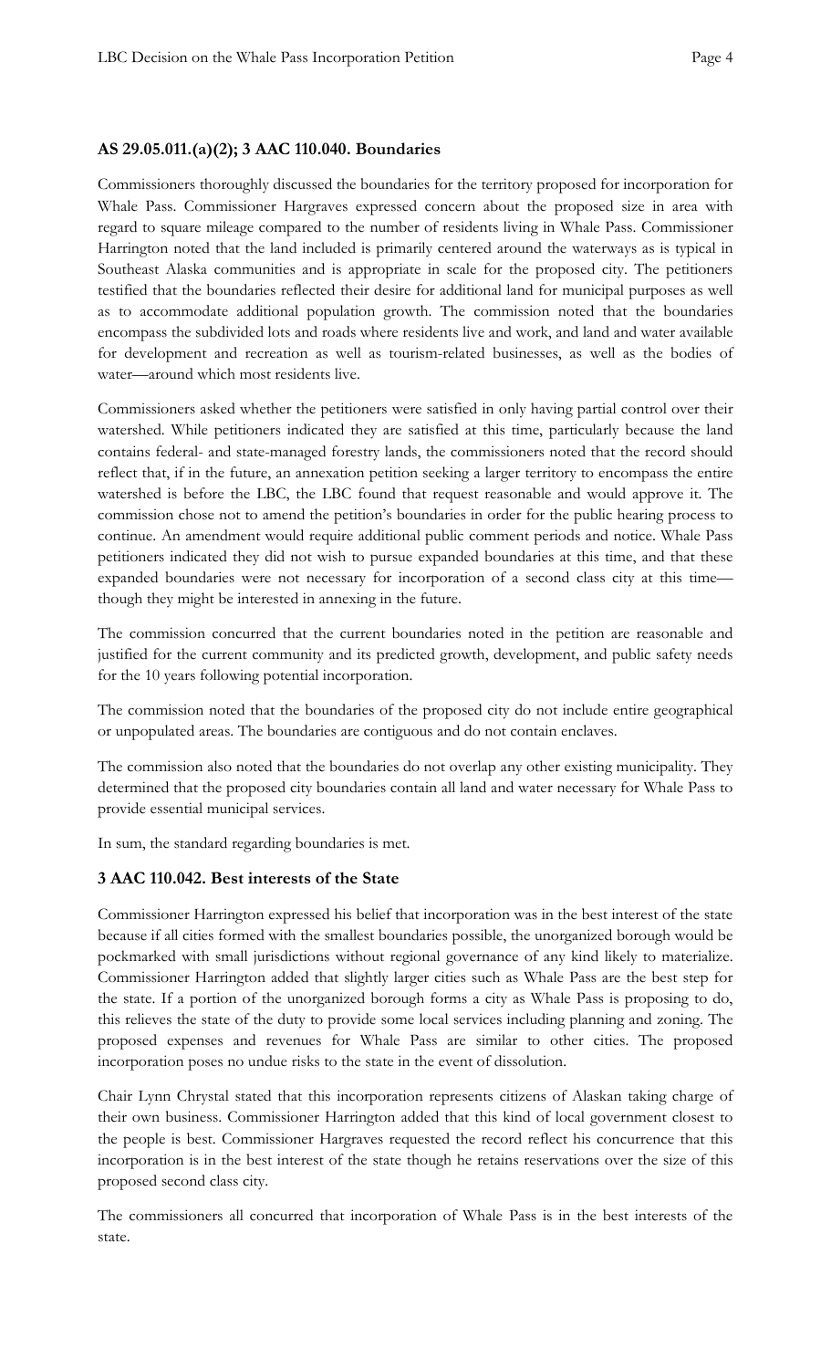### AS 29.05.011.(a)(2); 3 AAC 110.040. Boundaries

Commissioners thoroughly discussed the boundaries for the territory proposed for incorporation for Whale Pass. Commissioner Hargraves expressed concern about the proposed size in area with regard to square mileage compared to the number of residents living in Whale Pass. Commissioner Harrington noted that the land included is primarily centered around the waterways as is typical in Southeast Alaska communities and is appropriate in scale for the proposed city. The petitioners testified that the boundaries reflected their desire for additional land for municipal purposes as well as to accommodate additional population growth. The commission noted that the boundaries encompass the subdivided lots and roads where residents live and work, and land and water available for development and recreation as well as tourism-related businesses, as well as the bodies of water—around which most residents live.

Commissioners asked whether the petitioners were satisfied in only having partial control over their watershed. While petitioners indicated they are satisfied at this time, particularly because the land contains federal- and state-managed forestry lands, the commissioners noted that the record should reflect that, if in the future, an annexation petition seeking a larger territory to encompass the entire watershed is before the LBC, the LBC found that request reasonable and would approve it. The commission chose not to amend the petition's boundaries in order for the public hearing process to continue. An amendment would require additional public comment periods and notice. Whale Pass petitioners indicated they did not wish to pursue expanded boundaries at this time, and that these expanded boundaries were not necessary for incorporation of a second class city at this time—though they might be interested in annexing in the future.

The commission concurred that the current boundaries noted in the petition are reasonable and justified for the current community and its predicted growth, development, and public safety needs for the 10 years following potential incorporation.

The commission noted that the boundaries of the proposed city do not include entire geographical or unpopulated areas. The boundaries are contiguous and do not contain enclaves.

The commission also noted that the boundaries do not overlap any other existing municipality. They determined that the proposed city boundaries contain all land and water necessary for Whale Pass to provide essential municipal services.

In sum, the standard regarding boundaries is met.

### 3 AAC 110.042. Best interests of the State

Commissioner Harrington expressed his belief that incorporation was in the best interest of the state because if all cities formed with the smallest boundaries possible, the unorganized borough would be pockmarked with small jurisdictions without regional governance of any kind likely to materialize. Commissioner Harrington added that slightly larger cities such as Whale Pass are the best step for the state. If a portion of the unorganized borough forms a city as Whale Pass is proposing to do, this relieves the state of the duty to provide some local services including planning and zoning. The proposed expenses and revenues for Whale Pass are similar to other cities. The proposed incorporation poses no undue risks to the state in the event of dissolution.

Chair Lynn Chrystal stated that this incorporation represents citizens of Alaskan taking charge of their own business. Commissioner Harrington added that this kind of local government closest to the people is best. Commissioner Hargraves requested the record reflect his concurrence that this incorporation is in the best interest of the state though he retains reservations over the size of this proposed second class city.

The commissioners all concurred that incorporation of Whale Pass is in the best interests of the state.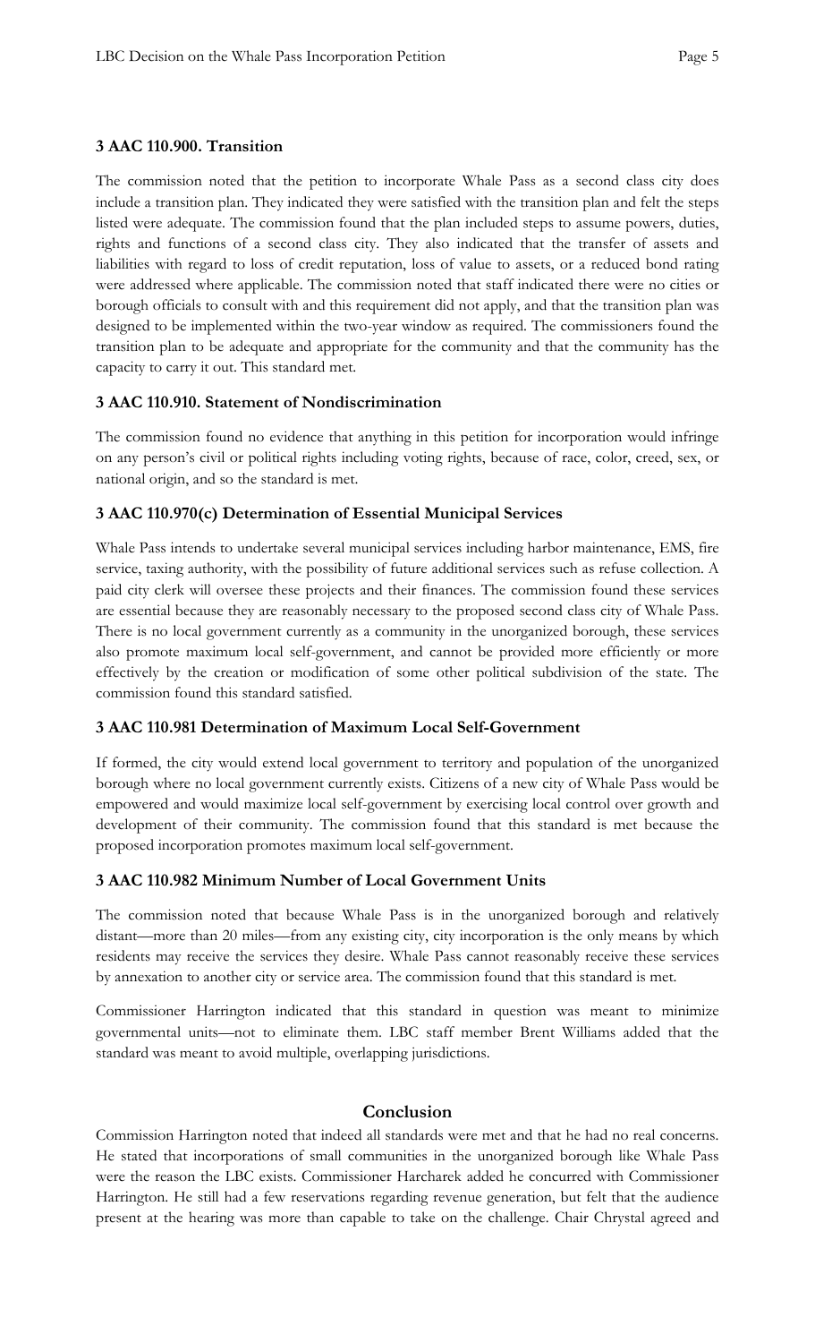### 3 AAC 110.900. Transition

The commission noted that the petition to incorporate Whale Pass as a second class city does include a transition plan. They indicated they were satisfied with the transition plan and felt the steps listed were adequate. The commission found that the plan included steps to assume powers, duties, rights and functions of a second class city. They also indicated that the transfer of assets and liabilities with regard to loss of credit reputation, loss of value to assets, or a reduced bond rating were addressed where applicable. The commission noted that staff indicated there were no cities or borough officials to consult with and this requirement did not apply, and that the transition plan was designed to be implemented within the two-year window as required. The commissioners found the transition plan to be adequate and appropriate for the community and that the community has the capacity to carry it out. This standard met.

### 3 AAC 110.910. Statement of Nondiscrimination

The commission found no evidence that anything in this petition for incorporation would infringe on any person's civil or political rights including voting rights, because of race, color, creed, sex, or national origin, and so the standard is met.

### 3 AAC 110.970(c) Determination of Essential Municipal Services

Whale Pass intends to undertake several municipal services including harbor maintenance, EMS, fire service, taxing authority, with the possibility of future additional services such as refuse collection. A paid city clerk will oversee these projects and their finances. The commission found these services are essential because they are reasonably necessary to the proposed second class city of Whale Pass. There is no local government currently as a community in the unorganized borough, these services also promote maximum local self-government, and cannot be provided more efficiently or more effectively by the creation or modification of some other political subdivision of the state. The commission found this standard satisfied.

### 3 AAC 110.981 Determination of Maximum Local Self-Government

If formed, the city would extend local government to territory and population of the unorganized borough where no local government currently exists. Citizens of a new city of Whale Pass would be empowered and would maximize local self-government by exercising local control over growth and development of their community. The commission found that this standard is met because the proposed incorporation promotes maximum local self-government.

### 3 AAC 110.982 Minimum Number of Local Government Units

The commission noted that because Whale Pass is in the unorganized borough and relatively distant—more than 20 miles—from any existing city, city incorporation is the only means by which residents may receive the services they desire. Whale Pass cannot reasonably receive these services by annexation to another city or service area. The commission found that this standard is met.

Commissioner Harrington indicated that this standard in question was meant to minimize governmental units—not to eliminate them. LBC staff member Brent Williams added that the standard was meant to avoid multiple, overlapping jurisdictions.

## Conclusion

Commission Harrington noted that indeed all standards were met and that he had no real concerns. He stated that incorporations of small communities in the unorganized borough like Whale Pass were the reason the LBC exists. Commissioner Harcharek added he concurred with Commissioner Harrington. He still had a few reservations regarding revenue generation, but felt that the audience present at the hearing was more than capable to take on the challenge. Chair Chrystal agreed and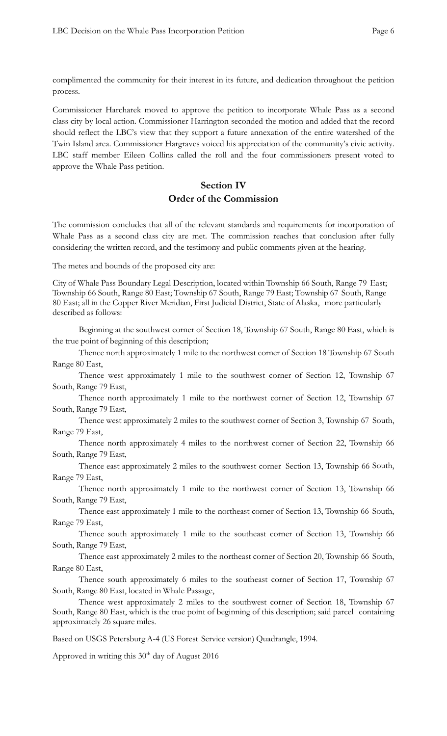complimented the community for their interest in its future, and dedication throughout the petition process.

Commissioner Harcharek moved to approve the petition to incorporate Whale Pass as a second class city by local action. Commissioner Harrington seconded the motion and added that the record should reflect the LBC's view that they support a future annexation of the entire watershed of the Twin Island area. Commissioner Hargraves voiced his appreciation of the community's civic activity. LBC staff member Eileen Collins called the roll and the four commissioners present voted to approve the Whale Pass petition.

## Section IV
## Order of the Commission

The commission concludes that all of the relevant standards and requirements for incorporation of Whale Pass as a second class city are met. The commission reaches that conclusion after fully considering the written record, and the testimony and public comments given at the hearing.

The metes and bounds of the proposed city are:

City of Whale Pass Boundary Legal Description, located within Township 66 South, Range 79 East; Township 66 South, Range 80 East; Township 67 South, Range 79 East; Township 67 South, Range 80 East; all in the Copper River Meridian, First Judicial District, State of Alaska, more particularly described as follows:

Beginning at the southwest corner of Section 18, Township 67 South, Range 80 East, which is the true point of beginning of this description;

Thence north approximately 1 mile to the northwest corner of Section 18 Township 67 South Range 80 East,

Thence west approximately 1 mile to the southwest corner of Section 12, Township 67 South, Range 79 East,

Thence north approximately 1 mile to the northwest corner of Section 12, Township 67 South, Range 79 East,

Thence west approximately 2 miles to the southwest corner of Section 3, Township 67 South, Range 79 East,

Thence north approximately 4 miles to the northwest corner of Section 22, Township 66 South, Range 79 East,

Thence east approximately 2 miles to the southwest corner Section 13, Township 66 South, Range 79 East,

Thence north approximately 1 mile to the northwest corner of Section 13, Township 66 South, Range 79 East,

Thence east approximately 1 mile to the northeast corner of Section 13, Township 66 South, Range 79 East,

Thence south approximately 1 mile to the southeast corner of Section 13, Township 66 South, Range 79 East,

Thence east approximately 2 miles to the northeast corner of Section 20, Township 66 South, Range 80 East,

Thence south approximately 6 miles to the southeast corner of Section 17, Township 67 South, Range 80 East, located in Whale Passage,

Thence west approximately 2 miles to the southwest corner of Section 18, Township 67 South, Range 80 East, which is the true point of beginning of this description; said parcel containing approximately 26 square miles.

Based on USGS Petersburg A-4 (US Forest Service version) Quadrangle, 1994.

Approved in writing this 30th day of August 2016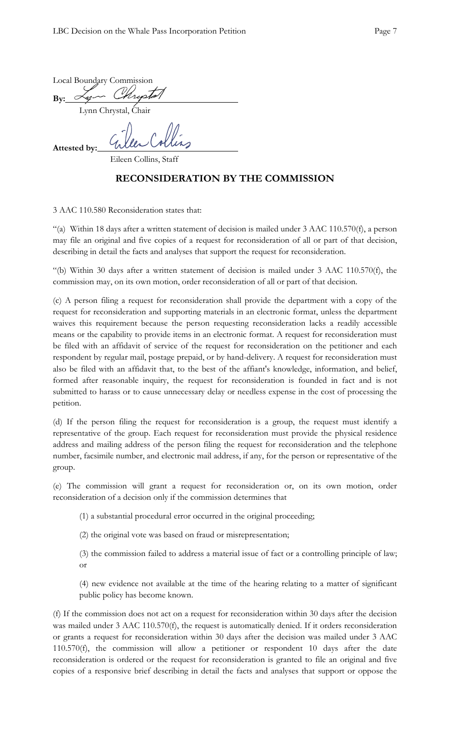Local Boundary Commission

**By:** Lynn Chrystal

Lynn Chrystal, Chair

**Attested by:** Eileen Collins

Eileen Collins, Staff

## RECONSIDERATION BY THE COMMISSION

3 AAC 110.580 Reconsideration states that:

"(a) Within 18 days after a written statement of decision is mailed under 3 AAC 110.570(f), a person may file an original and five copies of a request for reconsideration of all or part of that decision, describing in detail the facts and analyses that support the request for reconsideration.

"(b) Within 30 days after a written statement of decision is mailed under 3 AAC 110.570(f), the commission may, on its own motion, order reconsideration of all or part of that decision.

(c) A person filing a request for reconsideration shall provide the department with a copy of the request for reconsideration and supporting materials in an electronic format, unless the department waives this requirement because the person requesting reconsideration lacks a readily accessible means or the capability to provide items in an electronic format. A request for reconsideration must be filed with an affidavit of service of the request for reconsideration on the petitioner and each respondent by regular mail, postage prepaid, or by hand-delivery. A request for reconsideration must also be filed with an affidavit that, to the best of the affiant's knowledge, information, and belief, formed after reasonable inquiry, the request for reconsideration is founded in fact and is not submitted to harass or to cause unnecessary delay or needless expense in the cost of processing the petition.

(d) If the person filing the request for reconsideration is a group, the request must identify a representative of the group. Each request for reconsideration must provide the physical residence address and mailing address of the person filing the request for reconsideration and the telephone number, facsimile number, and electronic mail address, if any, for the person or representative of the group.

(e) The commission will grant a request for reconsideration or, on its own motion, order reconsideration of a decision only if the commission determines that

(1) a substantial procedural error occurred in the original proceeding;

(2) the original vote was based on fraud or misrepresentation;

(3) the commission failed to address a material issue of fact or a controlling principle of law; or

(4) new evidence not available at the time of the hearing relating to a matter of significant public policy has become known.

(f) If the commission does not act on a request for reconsideration within 30 days after the decision was mailed under 3 AAC 110.570(f), the request is automatically denied. If it orders reconsideration or grants a request for reconsideration within 30 days after the decision was mailed under 3 AAC 110.570(f), the commission will allow a petitioner or respondent 10 days after the date reconsideration is ordered or the request for reconsideration is granted to file an original and five copies of a responsive brief describing in detail the facts and analyses that support or oppose the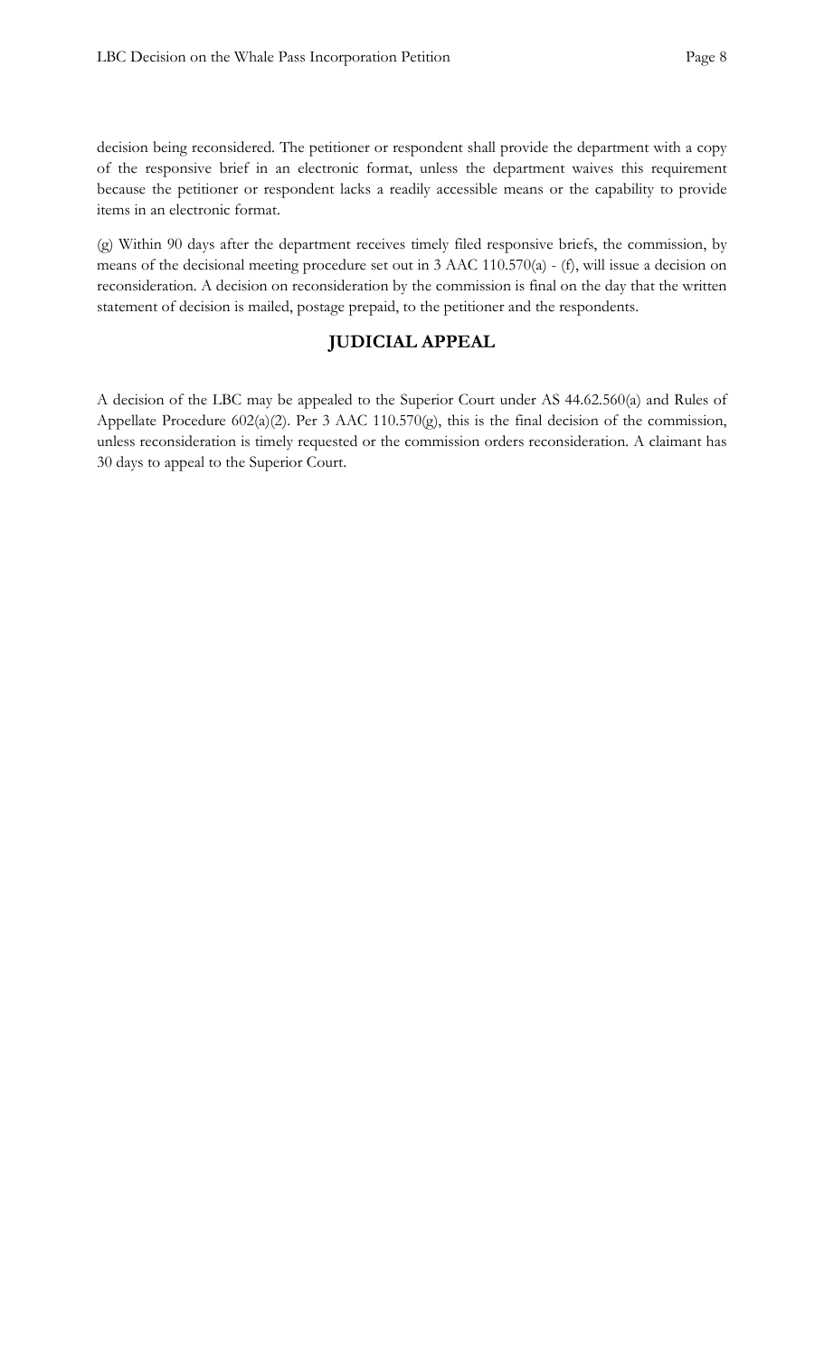decision being reconsidered. The petitioner or respondent shall provide the department with a copy of the responsive brief in an electronic format, unless the department waives this requirement because the petitioner or respondent lacks a readily accessible means or the capability to provide items in an electronic format.

(g) Within 90 days after the department receives timely filed responsive briefs, the commission, by means of the decisional meeting procedure set out in 3 AAC 110.570(a) - (f), will issue a decision on reconsideration. A decision on reconsideration by the commission is final on the day that the written statement of decision is mailed, postage prepaid, to the petitioner and the respondents.

## JUDICIAL APPEAL

A decision of the LBC may be appealed to the Superior Court under AS 44.62.560(a) and Rules of Appellate Procedure 602(a)(2). Per 3 AAC 110.570(g), this is the final decision of the commission, unless reconsideration is timely requested or the commission orders reconsideration. A claimant has 30 days to appeal to the Superior Court.